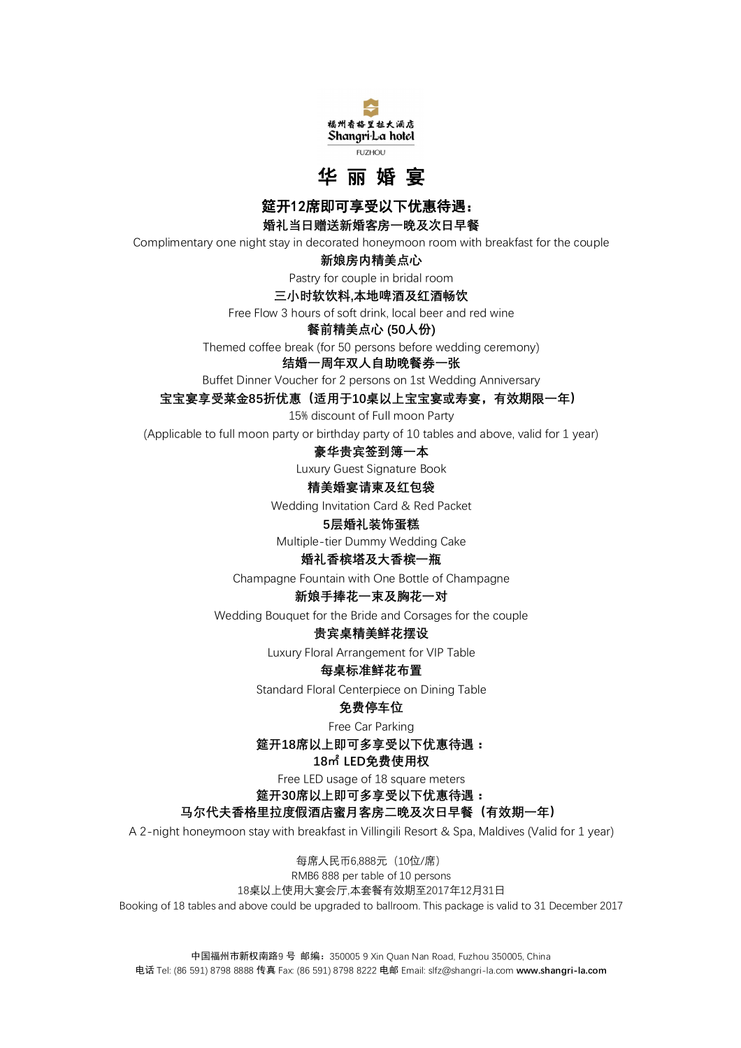福州香格里拉大酒店
Shangri-La hotel
FUZHOU

# 华 丽 婚 宴

**筵开12席即可享受以下优惠待遇：**

**婚礼当日赠送新婚客房一晚及次日早餐**

Complimentary one night stay in decorated honeymoon room with breakfast for the couple

**新娘房内精美点心**

Pastry for couple in bridal room

**三小时软饮料,本地啤酒及红酒畅饮**

Free Flow 3 hours of soft drink, local beer and red wine

**餐前精美点心 (50人份)**

Themed coffee break (for 50 persons before wedding ceremony)

**结婚一周年双人自助晚餐券一张**

Buffet Dinner Voucher for 2 persons on 1st Wedding Anniversary

**宝宝宴享受菜金85折优惠（适用于10桌以上宝宝宴或寿宴，有效期限一年）**

15% discount of Full moon Party

(Applicable to full moon party or birthday party of 10 tables and above, valid for 1 year)

**豪华贵宾签到簿一本**

Luxury Guest Signature Book

**精美婚宴请柬及红包袋**

Wedding Invitation Card & Red Packet

**5层婚礼装饰蛋糕**

Multiple-tier Dummy Wedding Cake

**婚礼香槟塔及大香槟一瓶**

Champagne Fountain with One Bottle of Champagne

**新娘手捧花一束及胸花一对**

Wedding Bouquet for the Bride and Corsages for the couple

**贵宾桌精美鲜花摆设**

Luxury Floral Arrangement for VIP Table

**每桌标准鲜花布置**

Standard Floral Centerpiece on Dining Table

**免费停车位**

Free Car Parking

**筵开18席以上即可多享受以下优惠待遇：**

**18㎡ LED免费使用权**

Free LED usage of 18 square meters

**筵开30席以上即可多享受以下优惠待遇：**

**马尔代夫香格里拉度假酒店蜜月客房二晚及次日早餐（有效期一年）**

A 2-night honeymoon stay with breakfast in Villingili Resort & Spa, Maldives (Valid for 1 year)

每席人民币6,888元（10位/席）

RMB6 888 per table of 10 persons

18桌以上使用大宴会厅,本套餐有效期至2017年12月31日

Booking of 18 tables and above could be upgraded to ballroom. This package is valid to 31 December 2017

中国福州市新权南路9 号 邮编：350005 9 Xin Quan Nan Road, Fuzhou 350005, China

电话 Tel: (86 591) 8798 8888 传真 Fax: (86 591) 8798 8222 电邮 Email: slfz@shangri-la.com **www.shangri-la.com**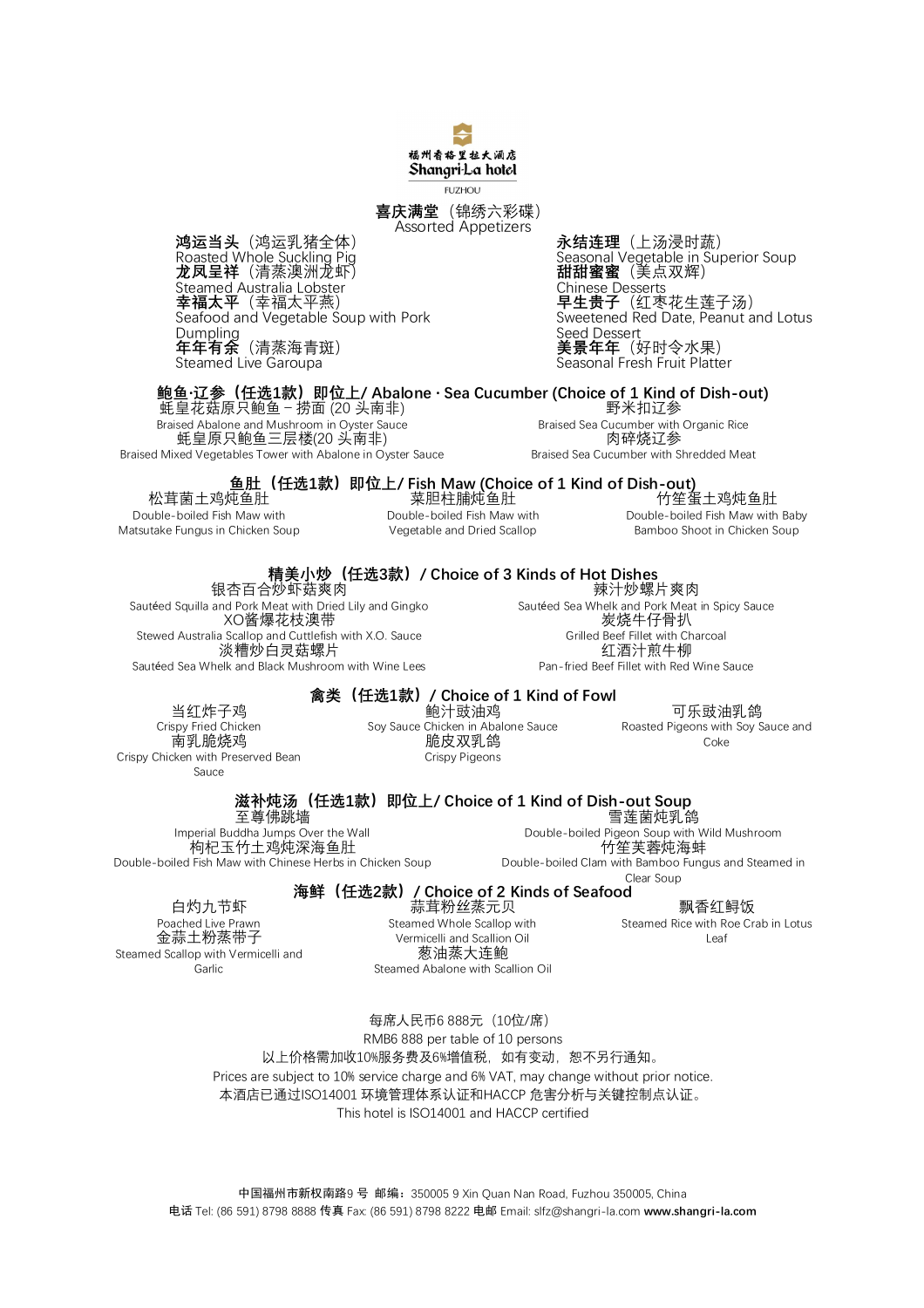福州香格里拉大酒店
Shangri-La hotel
FUZHOU

## 喜庆满堂（锦绣六彩碟）
## Assorted Appetizers

**鸿运当头**（鸿运乳猪全体）
Roasted Whole Suckling Pig
**龙凤呈祥**（清蒸澳洲龙虾）
Steamed Australia Lobster
**幸福太平**（幸福太平燕）
Seafood and Vegetable Soup with Pork Dumpling
**年年有余**（清蒸海青斑）
Steamed Live Garoupa
**永结连理**（上汤浸时蔬）
Seasonal Vegetable in Superior Soup
**甜甜蜜蜜**（美点双辉）
Chinese Desserts
**早生贵子**（红枣花生莲子汤）
Sweetened Red Date, Peanut and Lotus Seed Dessert
**美景年年**（好时令水果）
Seasonal Fresh Fruit Platter

## 鲍鱼·辽参（任选1款）即位上/ Abalone · Sea Cucumber (Choice of 1 Kind of Dish-out)

蚝皇花菇原只鲍鱼 – 捞面 (20 头南非)
Braised Abalone and Mushroom in Oyster Sauce
蚝皇原只鲍鱼三层楼(20 头南非)
Braised Mixed Vegetables Tower with Abalone in Oyster Sauce
野米扣辽参
Braised Sea Cucumber with Organic Rice
肉碎烧辽参
Braised Sea Cucumber with Shredded Meat

## 鱼肚（任选1款）即位上/ Fish Maw (Choice of 1 Kind of Dish-out)

松茸菌土鸡炖鱼肚
Double-boiled Fish Maw with Matsutake Fungus in Chicken Soup
菜胆柱脯炖鱼肚
Double-boiled Fish Maw with Vegetable and Dried Scallop
竹笙蛋土鸡炖鱼肚
Double-boiled Fish Maw with Baby Bamboo Shoot in Chicken Soup

## 精美小炒（任选3款）/ Choice of 3 Kinds of Hot Dishes

银杏百合炒虾菇爽肉
Sautéed Squilla and Pork Meat with Dried Lily and Gingko
XO酱爆花枝澳带
Stewed Australia Scallop and Cuttlefish with X.O. Sauce
淡糟炒白灵菇螺片
Sautéed Sea Whelk and Black Mushroom with Wine Lees
辣汁炒螺片爽肉
Sautéed Sea Whelk and Pork Meat in Spicy Sauce
炭烧牛仔骨扒
Grilled Beef Fillet with Charcoal
红酒汁煎牛柳
Pan-fried Beef Fillet with Red Wine Sauce

## 禽类（任选1款）/ Choice of 1 Kind of Fowl

当红炸子鸡
Crispy Fried Chicken
南乳脆烧鸡
Crispy Chicken with Preserved Bean Sauce
鲍汁豉油鸡
Soy Sauce Chicken in Abalone Sauce
脆皮双乳鸽
Crispy Pigeons
可乐豉油乳鸽
Roasted Pigeons with Soy Sauce and Coke

## 滋补炖汤（任选1款）即位上/ Choice of 1 Kind of Dish-out Soup

至尊佛跳墙
Imperial Buddha Jumps Over the Wall
枸杞玉竹土鸡炖深海鱼肚
Double-boiled Fish Maw with Chinese Herbs in Chicken Soup
雪莲菌炖乳鸽
Double-boiled Pigeon Soup with Wild Mushroom
竹笙芙蓉炖海蚌
Double-boiled Clam with Bamboo Fungus and Steamed in Clear Soup

## 海鲜（任选2款）/ Choice of 2 Kinds of Seafood

白灼九节虾
Poached Live Prawn
金蒜土粉蒸带子
Steamed Scallop with Vermicelli and Garlic
蒜茸粉丝蒸元贝
Steamed Whole Scallop with Vermicelli and Scallion Oil
葱油蒸大连鲍
Steamed Abalone with Scallion Oil
飘香红鲟饭
Steamed Rice with Roe Crab in Lotus Leaf

每席人民币6 888元（10位/席）
RMB6 888 per table of 10 persons
以上价格需加收10%服务费及6%增值税，如有变动，恕不另行通知。
Prices are subject to 10% service charge and 6% VAT, may change without prior notice.
本酒店已通过ISO14001 环境管理体系认证和HACCP 危害分析与关键控制点认证。
This hotel is ISO14001 and HACCP certified

中国福州市新权南路9 号 邮编：350005 9 Xin Quan Nan Road, Fuzhou 350005, China
电话 Tel: (86 591) 8798 8888 传真 Fax: (86 591) 8798 8222 电邮 Email: slfz@shangri-la.com www.shangri-la.com